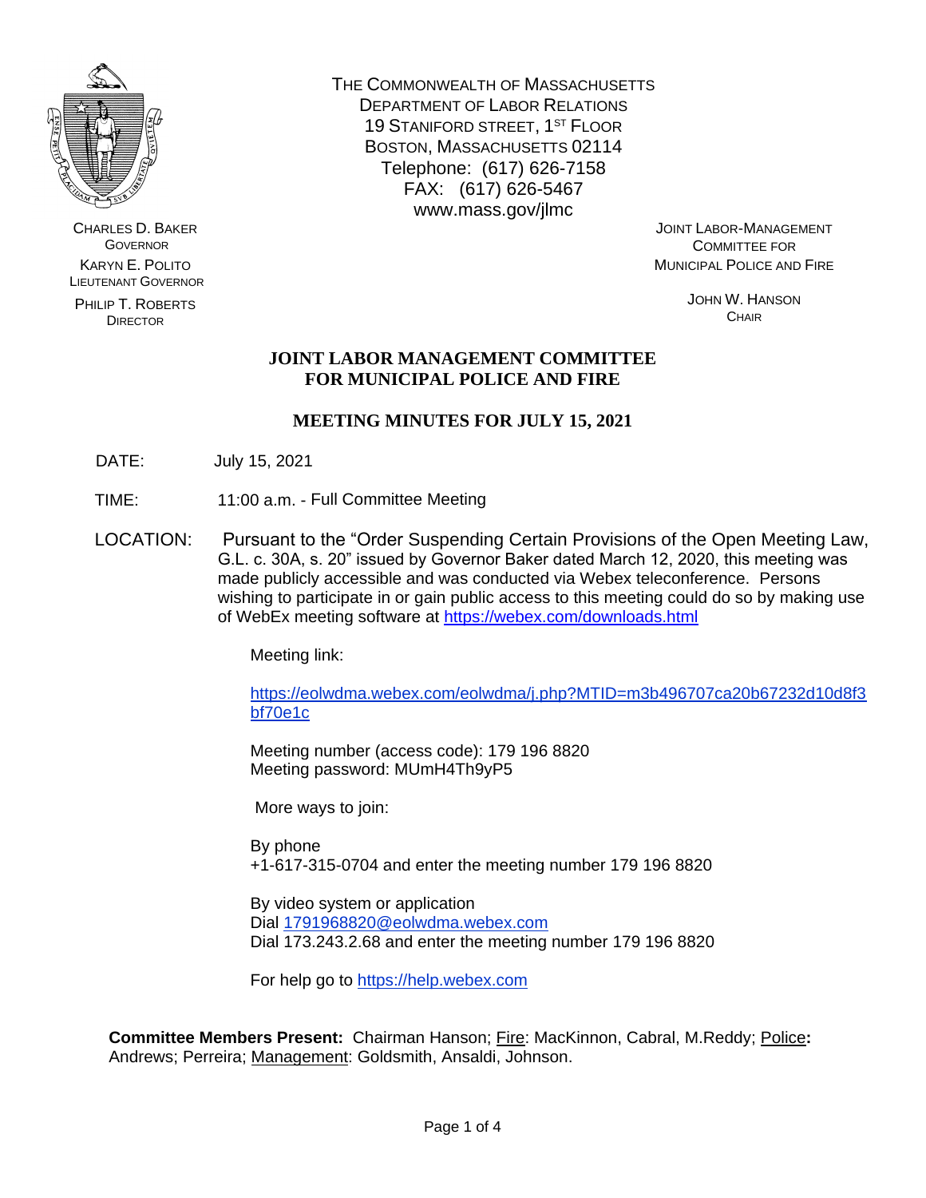THE COMMONWEALTH OF MASSACHUSETTS
DEPARTMENT OF LABOR RELATIONS
19 STANIFORD STREET, 1ST FLOOR
BOSTON, MASSACHUSETTS 02114
Telephone: (617) 626-7158
FAX: (617) 626-5467
www.mass.gov/jlmc

CHARLES D. BAKER
GOVERNOR

KARYN E. POLITO
LIEUTENANT GOVERNOR

PHILIP T. ROBERTS
DIRECTOR

JOINT LABOR-MANAGEMENT
COMMITTEE FOR
MUNICIPAL POLICE AND FIRE

JOHN W. HANSON
CHAIR

# JOINT LABOR MANAGEMENT COMMITTEE FOR MUNICIPAL POLICE AND FIRE

## MEETING MINUTES FOR JULY 15, 2021

DATE: July 15, 2021

TIME: 11:00 a.m. - Full Committee Meeting

LOCATION: Pursuant to the "Order Suspending Certain Provisions of the Open Meeting Law, G.L. c. 30A, s. 20" issued by Governor Baker dated March 12, 2020, this meeting was made publicly accessible and was conducted via Webex teleconference. Persons wishing to participate in or gain public access to this meeting could do so by making use of WebEx meeting software at https://webex.com/downloads.html

Meeting link:

https://eolwdma.webex.com/eolwdma/j.php?MTID=m3b496707ca20b67232d10d8f3bf70e1c

Meeting number (access code): 179 196 8820
Meeting password: MUmH4Th9yP5

More ways to join:

By phone
+1-617-315-0704 and enter the meeting number 179 196 8820

By video system or application
Dial 1791968820@eolwdma.webex.com
Dial 173.243.2.68 and enter the meeting number 179 196 8820

For help go to https://help.webex.com

**Committee Members Present:** Chairman Hanson; Fire: MacKinnon, Cabral, M.Reddy; Police**:** Andrews; Perreira; Management: Goldsmith, Ansaldi, Johnson.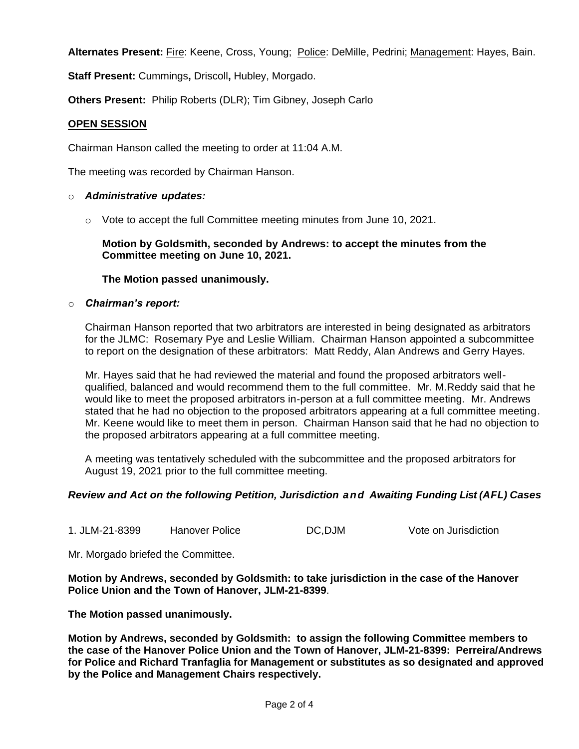**Alternates Present:** Fire: Keene, Cross, Young; Police: DeMille, Pedrini; Management: Hayes, Bain.

**Staff Present:** Cummings**,** Driscoll**,** Hubley, Morgado.

**Others Present:** Philip Roberts (DLR); Tim Gibney, Joseph Carlo

## OPEN SESSION

Chairman Hanson called the meeting to order at 11:04 A.M.

The meeting was recorded by Chairman Hanson.

- ***Administrative updates:***

  - Vote to accept the full Committee meeting minutes from June 10, 2021.

    **Motion by Goldsmith, seconded by Andrews: to accept the minutes from the Committee meeting on June 10, 2021.**

    **The Motion passed unanimously.**

- ***Chairman's report:***

  Chairman Hanson reported that two arbitrators are interested in being designated as arbitrators for the JLMC: Rosemary Pye and Leslie William. Chairman Hanson appointed a subcommittee to report on the designation of these arbitrators: Matt Reddy, Alan Andrews and Gerry Hayes.

  Mr. Hayes said that he had reviewed the material and found the proposed arbitrators well-qualified, balanced and would recommend them to the full committee. Mr. M.Reddy said that he would like to meet the proposed arbitrators in-person at a full committee meeting. Mr. Andrews stated that he had no objection to the proposed arbitrators appearing at a full committee meeting. Mr. Keene would like to meet them in person. Chairman Hanson said that he had no objection to the proposed arbitrators appearing at a full committee meeting.

  A meeting was tentatively scheduled with the subcommittee and the proposed arbitrators for August 19, 2021 prior to the full committee meeting.

### *Review and Act on the following Petition, Jurisdiction and Awaiting Funding List (AFL) Cases*

| | | | |
|---|---|---|---|
| 1. JLM-21-8399 | Hanover Police | DC,DJM | Vote on Jurisdiction |

Mr. Morgado briefed the Committee.

**Motion by Andrews, seconded by Goldsmith: to take jurisdiction in the case of the Hanover Police Union and the Town of Hanover, JLM-21-8399**.

**The Motion passed unanimously.**

**Motion by Andrews, seconded by Goldsmith: to assign the following Committee members to the case of the Hanover Police Union and the Town of Hanover, JLM-21-8399: Perreira/Andrews for Police and Richard Tranfaglia for Management or substitutes as so designated and approved by the Police and Management Chairs respectively.**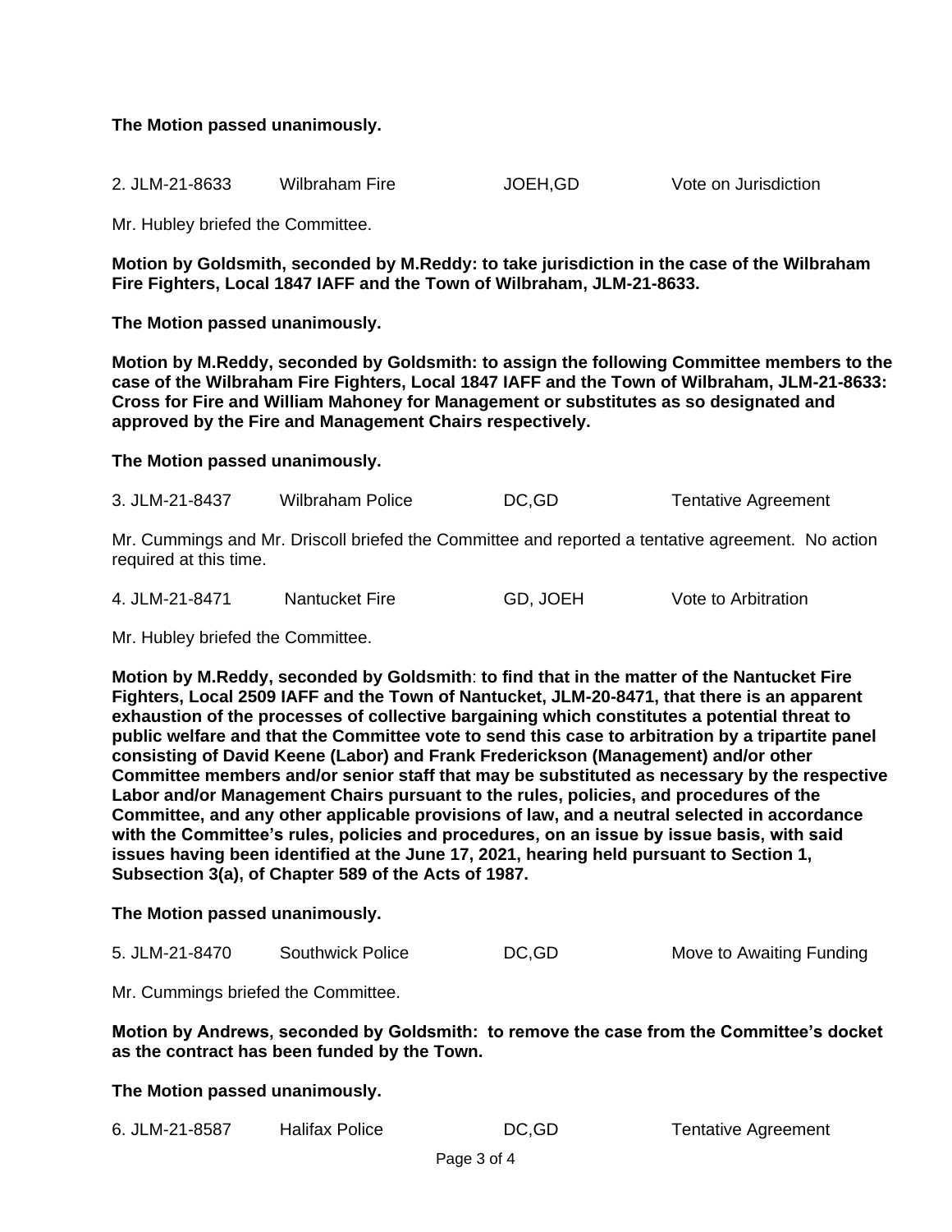**The Motion passed unanimously.**

2. JLM-21-8633 Wilbraham Fire JOEH,GD Vote on Jurisdiction

Mr. Hubley briefed the Committee.

**Motion by Goldsmith, seconded by M.Reddy: to take jurisdiction in the case of the Wilbraham Fire Fighters, Local 1847 IAFF and the Town of Wilbraham, JLM-21-8633.**

**The Motion passed unanimously.**

**Motion by M.Reddy, seconded by Goldsmith: to assign the following Committee members to the case of the Wilbraham Fire Fighters, Local 1847 IAFF and the Town of Wilbraham, JLM-21-8633: Cross for Fire and William Mahoney for Management or substitutes as so designated and approved by the Fire and Management Chairs respectively.**

**The Motion passed unanimously.**

3. JLM-21-8437 Wilbraham Police DC,GD Tentative Agreement

Mr. Cummings and Mr. Driscoll briefed the Committee and reported a tentative agreement. No action required at this time.

4. JLM-21-8471 Nantucket Fire GD, JOEH Vote to Arbitration

Mr. Hubley briefed the Committee.

**Motion by M.Reddy, seconded by Goldsmith**: **to find that in the matter of the Nantucket Fire Fighters, Local 2509 IAFF and the Town of Nantucket, JLM-20-8471, that there is an apparent exhaustion of the processes of collective bargaining which constitutes a potential threat to public welfare and that the Committee vote to send this case to arbitration by a tripartite panel consisting of David Keene (Labor) and Frank Frederickson (Management) and/or other Committee members and/or senior staff that may be substituted as necessary by the respective Labor and/or Management Chairs pursuant to the rules, policies, and procedures of the Committee, and any other applicable provisions of law, and a neutral selected in accordance with the Committee's rules, policies and procedures, on an issue by issue basis, with said issues having been identified at the June 17, 2021, hearing held pursuant to Section 1, Subsection 3(a), of Chapter 589 of the Acts of 1987.**

**The Motion passed unanimously.**

5. JLM-21-8470 Southwick Police DC,GD Move to Awaiting Funding

Mr. Cummings briefed the Committee.

**Motion by Andrews, seconded by Goldsmith: to remove the case from the Committee's docket as the contract has been funded by the Town.**

**The Motion passed unanimously.**

6. JLM-21-8587 Halifax Police DC,GD Tentative Agreement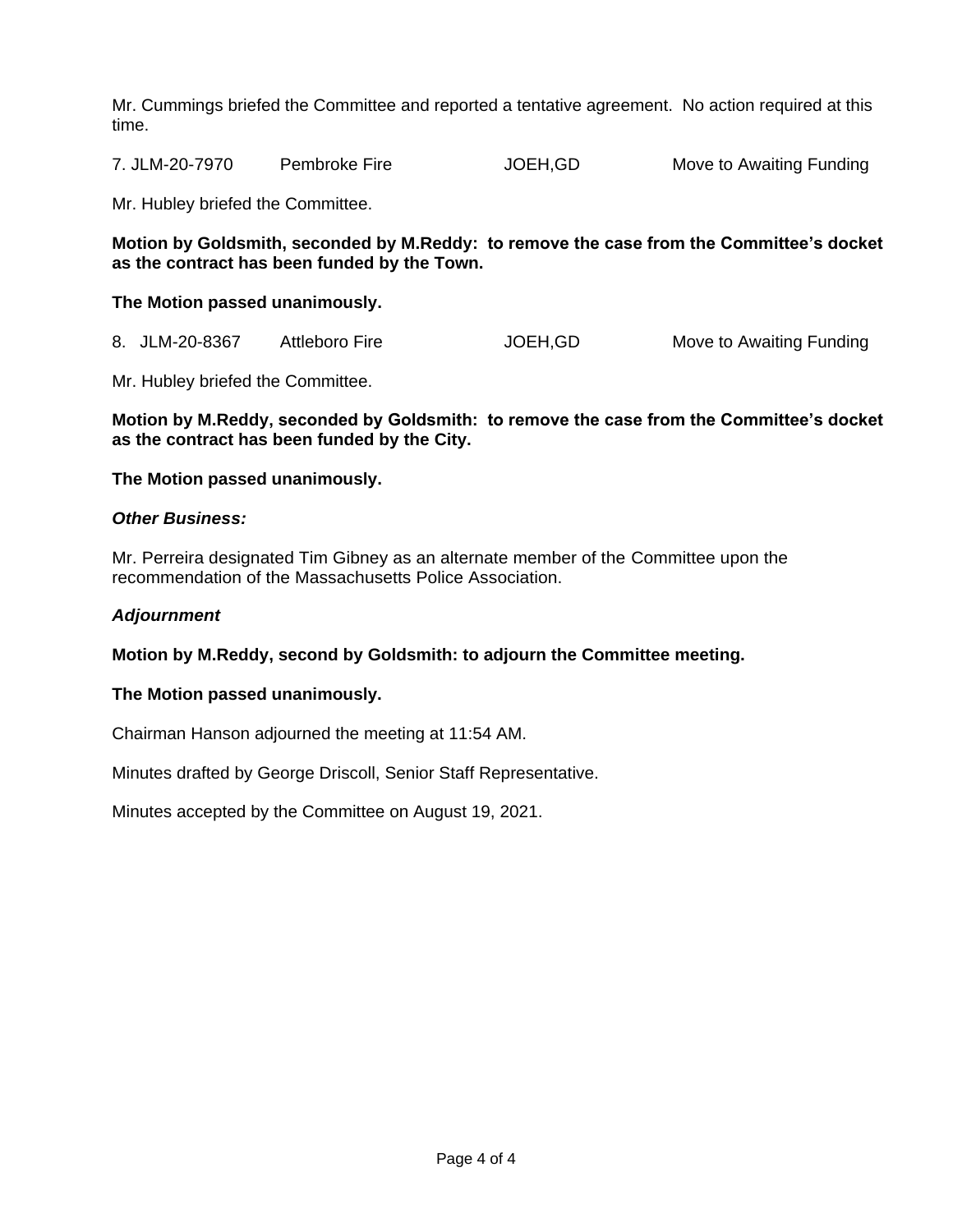Mr. Cummings briefed the Committee and reported a tentative agreement. No action required at this time.

7. JLM-20-7970 Pembroke Fire JOEH,GD Move to Awaiting Funding

Mr. Hubley briefed the Committee.

**Motion by Goldsmith, seconded by M.Reddy: to remove the case from the Committee's docket as the contract has been funded by the Town.**

**The Motion passed unanimously.**

8. JLM-20-8367 Attleboro Fire JOEH,GD Move to Awaiting Funding

Mr. Hubley briefed the Committee.

**Motion by M.Reddy, seconded by Goldsmith: to remove the case from the Committee's docket as the contract has been funded by the City.**

**The Motion passed unanimously.**

***Other Business:***

Mr. Perreira designated Tim Gibney as an alternate member of the Committee upon the recommendation of the Massachusetts Police Association.

***Adjournment***

**Motion by M.Reddy, second by Goldsmith: to adjourn the Committee meeting.**

**The Motion passed unanimously.**

Chairman Hanson adjourned the meeting at 11:54 AM.

Minutes drafted by George Driscoll, Senior Staff Representative.

Minutes accepted by the Committee on August 19, 2021.